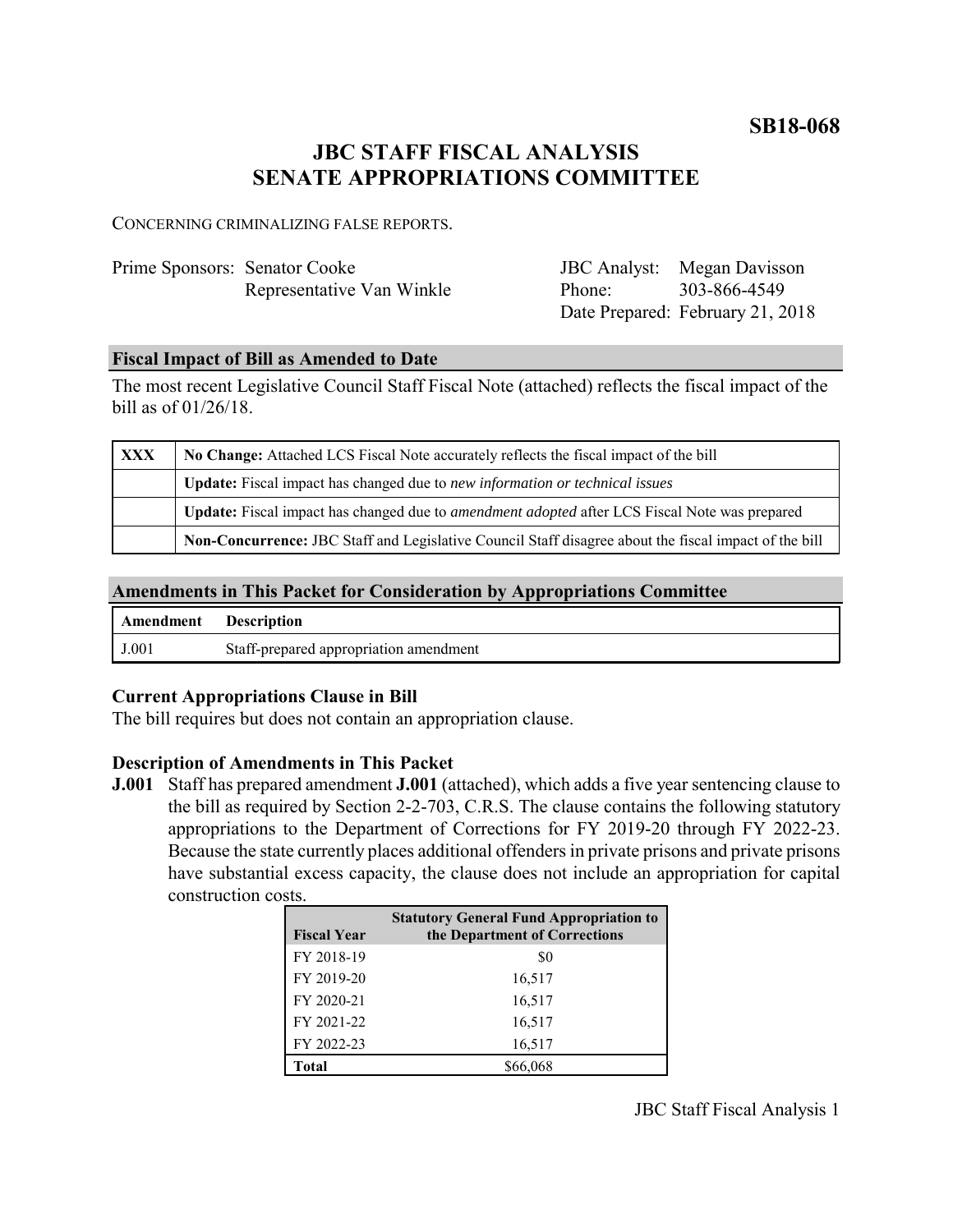**SB18-068**

# JBC STAFF FISCAL ANALYSIS
# SENATE APPROPRIATIONS COMMITTEE

CONCERNING CRIMINALIZING FALSE REPORTS.

Prime Sponsors: Senator Cooke
Representative Van Winkle

JBC Analyst: Megan Davisson
Phone: 303-866-4549
Date Prepared: February 21, 2018

### Fiscal Impact of Bill as Amended to Date

The most recent Legislative Council Staff Fiscal Note (attached) reflects the fiscal impact of the bill as of 01/26/18.

| | |
|---|---|
| XXX | **No Change:** Attached LCS Fiscal Note accurately reflects the fiscal impact of the bill |
| | **Update:** Fiscal impact has changed due to *new information or technical issues* |
| | **Update:** Fiscal impact has changed due to *amendment adopted* after LCS Fiscal Note was prepared |
| | **Non-Concurrence:** JBC Staff and Legislative Council Staff disagree about the fiscal impact of the bill |

### Amendments in This Packet for Consideration by Appropriations Committee

| Amendment | Description |
|---|---|
| J.001 | Staff-prepared appropriation amendment |

### Current Appropriations Clause in Bill

The bill requires but does not contain an appropriation clause.

### Description of Amendments in This Packet

**J.001** Staff has prepared amendment **J.001** (attached), which adds a five year sentencing clause to the bill as required by Section 2-2-703, C.R.S. The clause contains the following statutory appropriations to the Department of Corrections for FY 2019-20 through FY 2022-23. Because the state currently places additional offenders in private prisons and private prisons have substantial excess capacity, the clause does not include an appropriation for capital construction costs.

| Fiscal Year | Statutory General Fund Appropriation to the Department of Corrections |
|---|---|
| FY 2018-19 | $0 |
| FY 2019-20 | 16,517 |
| FY 2020-21 | 16,517 |
| FY 2021-22 | 16,517 |
| FY 2022-23 | 16,517 |
| **Total** | $66,068 |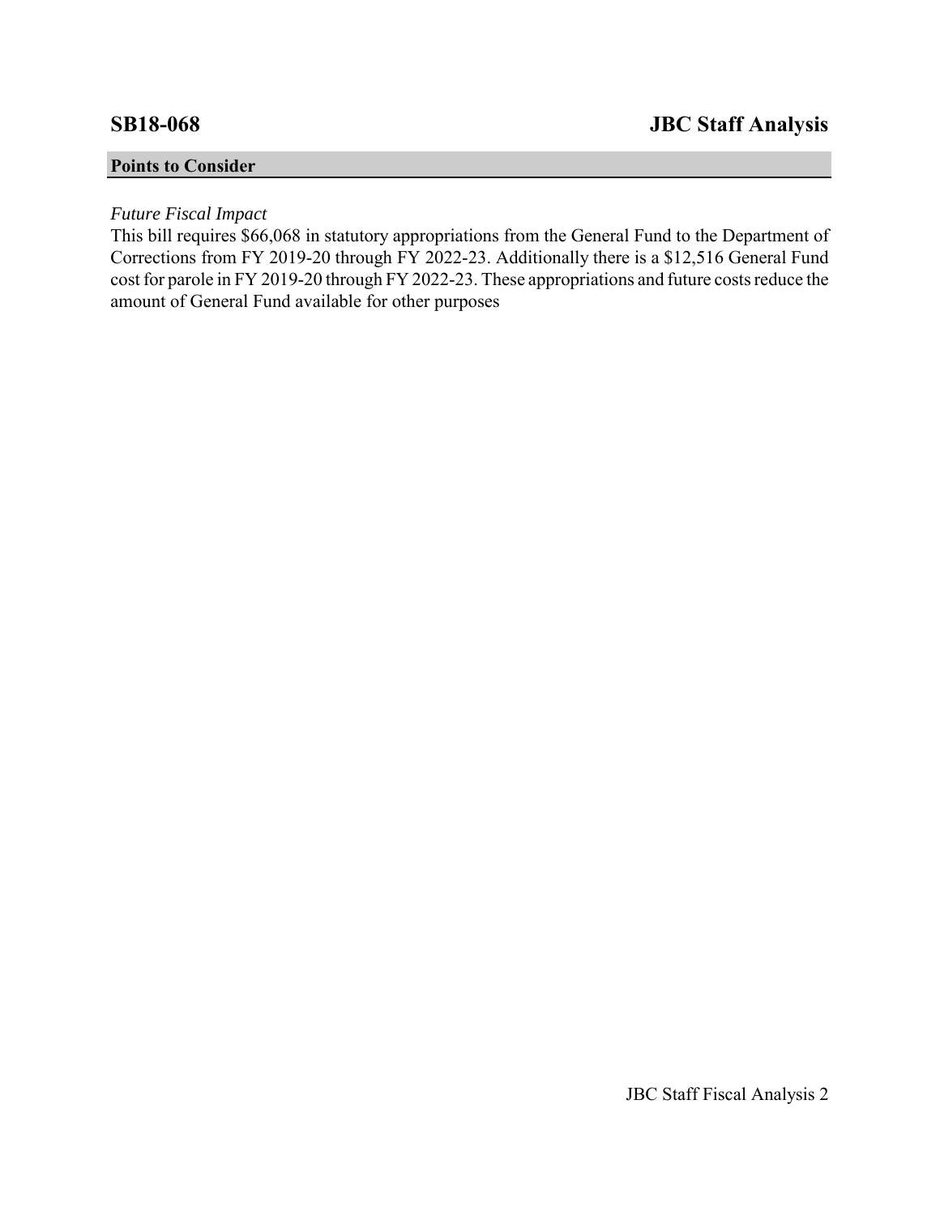## Points to Consider

*Future Fiscal Impact*

This bill requires $66,068 in statutory appropriations from the General Fund to the Department of Corrections from FY 2019-20 through FY 2022-23. Additionally there is a $12,516 General Fund cost for parole in FY 2019-20 through FY 2022-23. These appropriations and future costs reduce the amount of General Fund available for other purposes